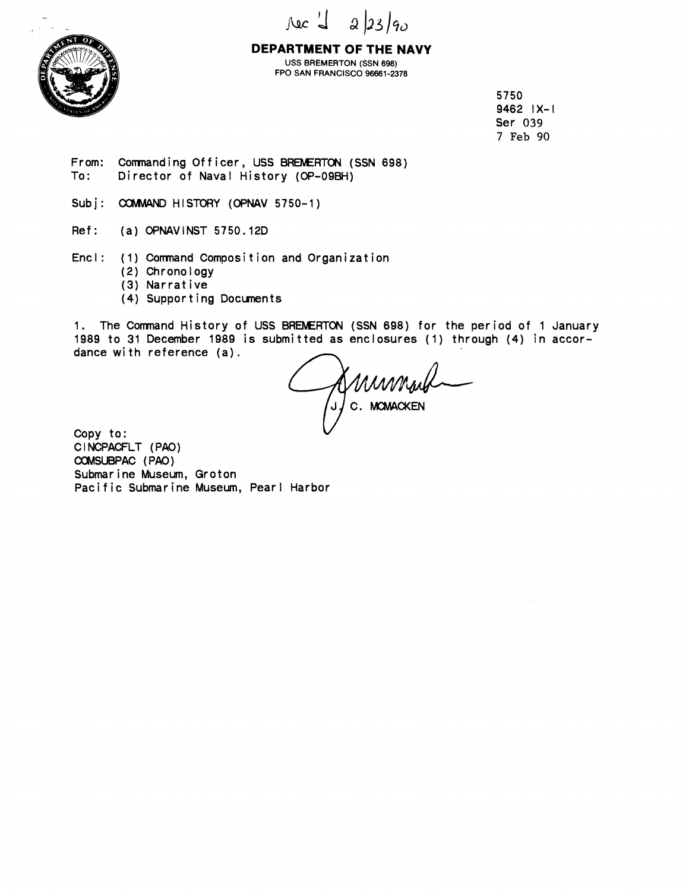Rec'd 2/23/90

**DEPARTMENT OF THE NAVY**
USS BREMERTON (SSN 698)
FPO SAN FRANCISCO 96661-2378

5750
9462 IX-I
Ser 039
7 Feb 90

From: Commanding Officer, USS BREMERTON (SSN 698)
To: Director of Naval History (OP-09BH)

Subj: COMMAND HISTORY (OPNAV 5750-1)

Ref: (a) OPNAVINST 5750.12D

Encl: (1) Command Composition and Organization
(2) Chronology
(3) Narrative
(4) Supporting Documents

1. The Command History of USS BREMERTON (SSN 698) for the period of 1 January 1989 to 31 December 1989 is submitted as enclosures (1) through (4) in accordance with reference (a).

J. C. MCMACKEN

Copy to:
CINCPACFLT (PAO)
COMSUBPAC (PAO)
Submarine Museum, Groton
Pacific Submarine Museum, Pearl Harbor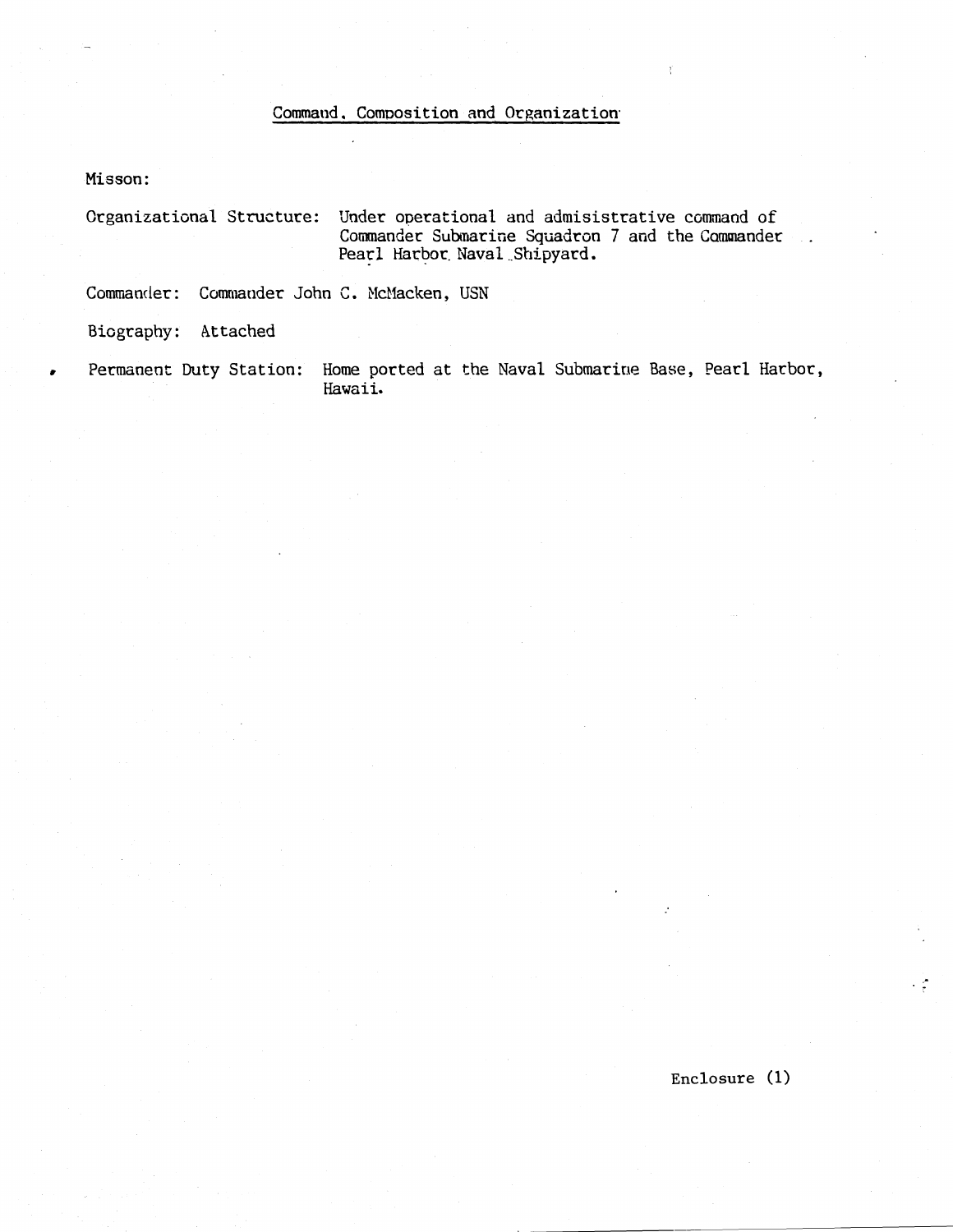## Command, Composition and Organization

Misson:

Organizational Structure: Under operational and admisistrative command of Commander Submarine Squadron 7 and the Commander Pearl Harbor Naval Shipyard.

Commander: Commander John C. McMacken, USN

Biography: Attached

Permanent Duty Station: Home ported at the Naval Submarine Base, Pearl Harbor, Hawaii.

Enclosure (1)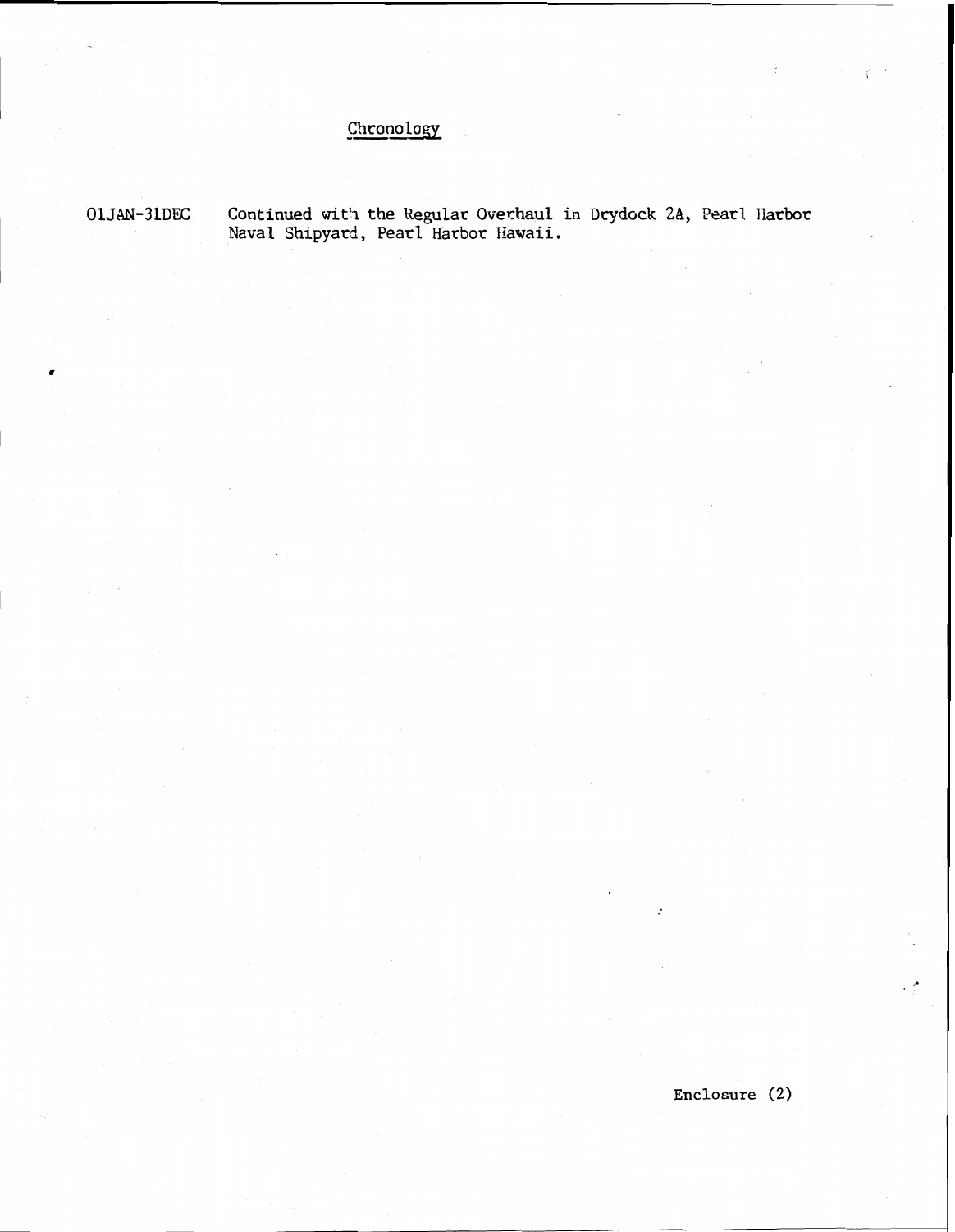## Chronology

| | |
|---|---|
| 01JAN-31DEC | Continued with the Regular Overhaul in Drydock 2A, Pearl Harbor Naval Shipyard, Pearl Harbor Hawaii. |

Enclosure (2)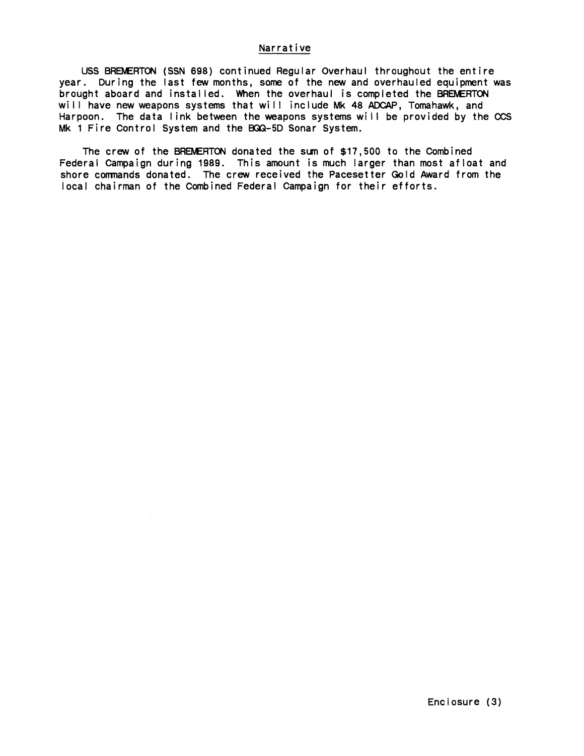## Narrative

USS BREMERTON (SSN 698) continued Regular Overhaul throughout the entire year. During the last few months, some of the new and overhauled equipment was brought aboard and installed. When the overhaul is completed the BREMERTON will have new weapons systems that will include Mk 48 ADCAP, Tomahawk, and Harpoon. The data link between the weapons systems will be provided by the CCS Mk 1 Fire Control System and the BQQ-5D Sonar System.

The crew of the BREMERTON donated the sum of $17,500 to the Combined Federal Campaign during 1989. This amount is much larger than most afloat and shore commands donated. The crew received the Pacesetter Gold Award from the local chairman of the Combined Federal Campaign for their efforts.

Enclosure (3)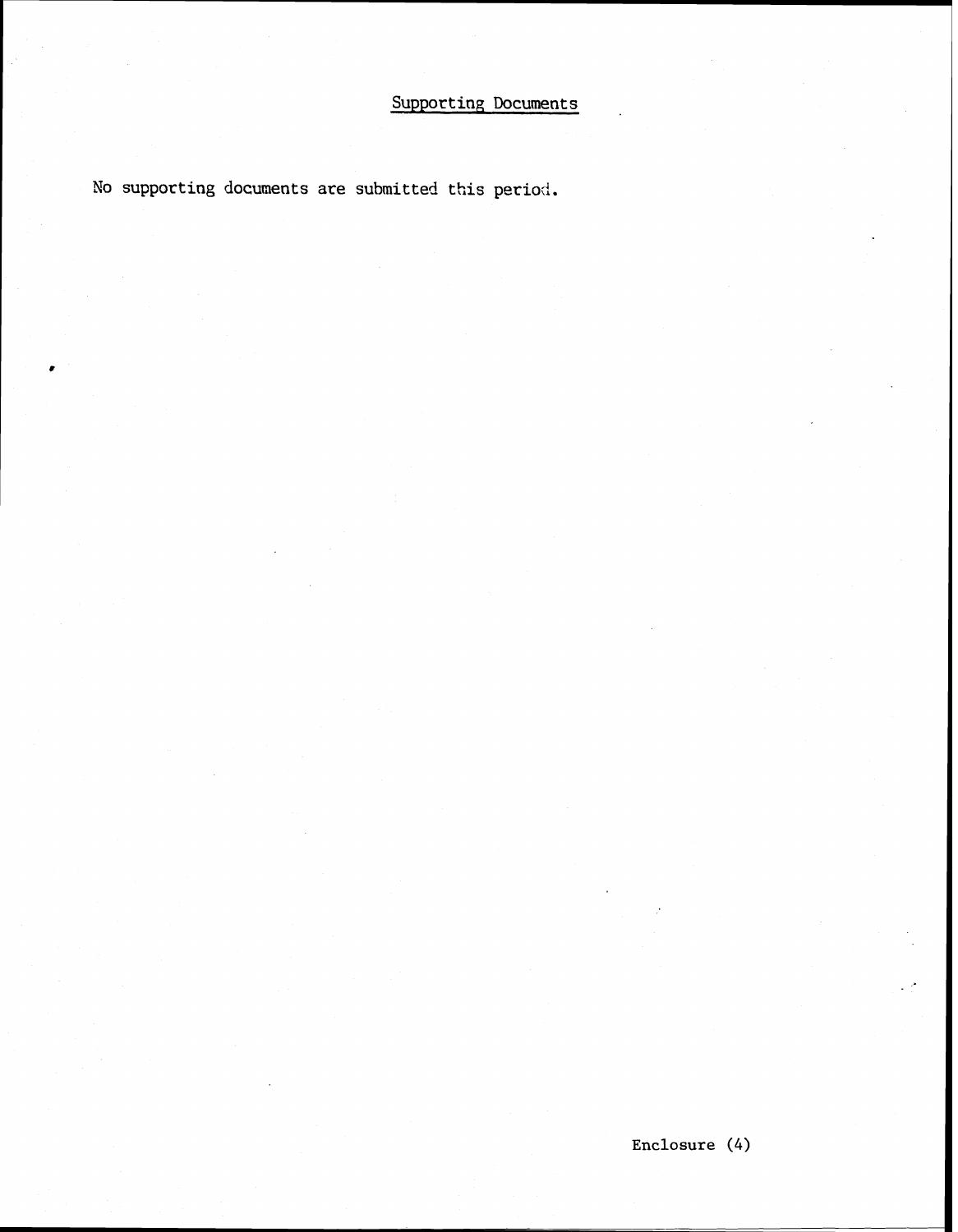## Supporting Documents

No supporting documents are submitted this period.

Enclosure (4)